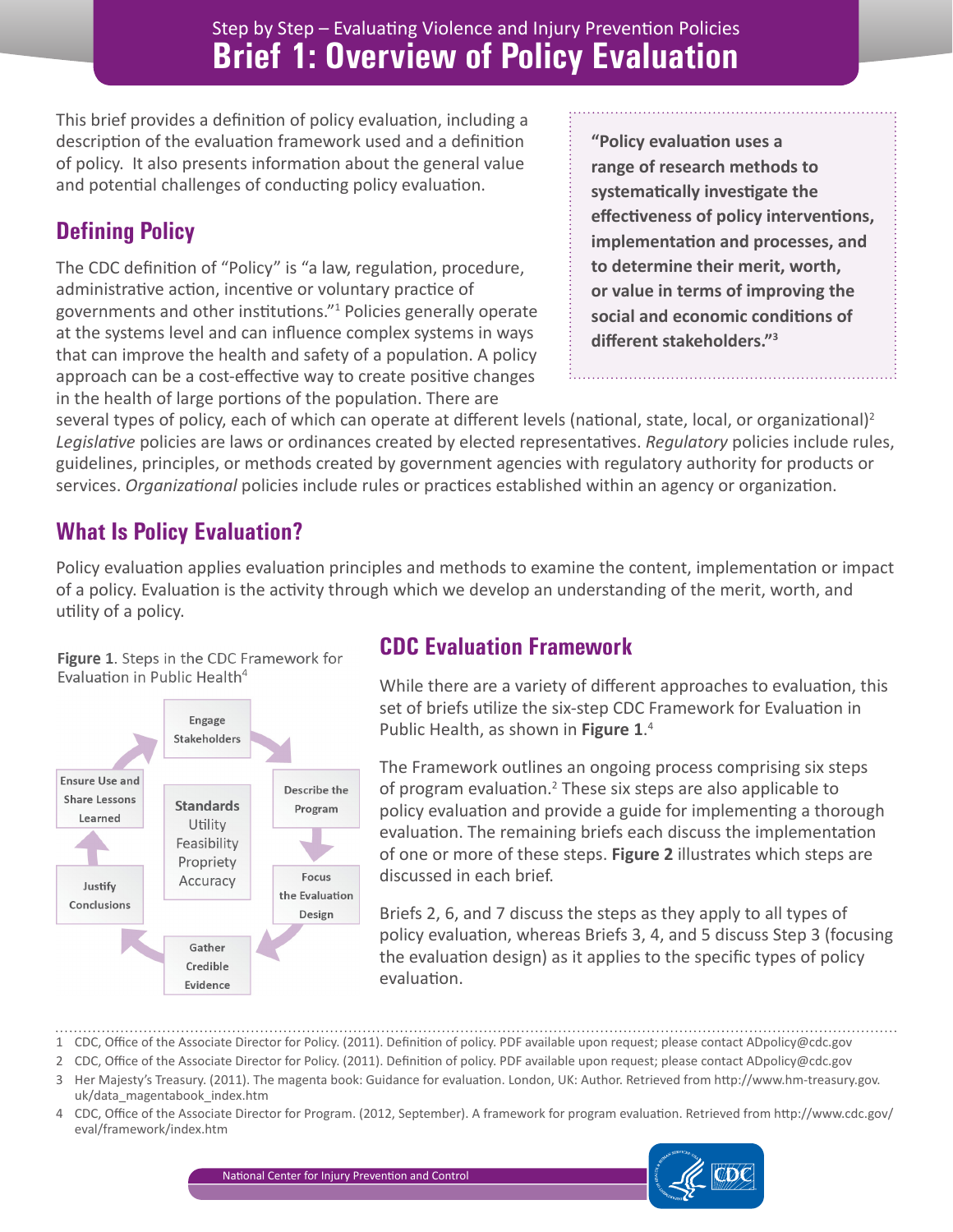Step by Step – Evaluating Violence and Injury Prevention Policies

# Brief 1: Overview of Policy Evaluation

This brief provides a definition of policy evaluation, including a description of the evaluation framework used and a definition of policy. It also presents information about the general value and potential challenges of conducting policy evaluation.

> **"Policy evaluation uses a range of research methods to systematically investigate the effectiveness of policy interventions, implementation and processes, and to determine their merit, worth, or value in terms of improving the social and economic conditions of different stakeholders."[3]**

## Defining Policy

The CDC definition of "Policy" is "a law, regulation, procedure, administrative action, incentive or voluntary practice of governments and other institutions."[1] Policies generally operate at the systems level and can influence complex systems in ways that can improve the health and safety of a population. A policy approach can be a cost-effective way to create positive changes in the health of large portions of the population. There are several types of policy, each of which can operate at different levels (national, state, local, or organizational)[2] *Legislative* policies are laws or ordinances created by elected representatives. *Regulatory* policies include rules, guidelines, principles, or methods created by government agencies with regulatory authority for products or services. *Organizational* policies include rules or practices established within an agency or organization.

## What Is Policy Evaluation?

Policy evaluation applies evaluation principles and methods to examine the content, implementation or impact of a policy. Evaluation is the activity through which we develop an understanding of the merit, worth, and utility of a policy.

**Figure 1**. Steps in the CDC Framework for Evaluation in Public Health[4]

Engage Stakeholders → Describe the Program → Focus the Evaluation Design → Gather Credible Evidence → Justify Conclusions → Ensure Use and Share Lessons Learned

Standards: Utility, Feasibility, Propriety, Accuracy

## CDC Evaluation Framework

While there are a variety of different approaches to evaluation, this set of briefs utilize the six-step CDC Framework for Evaluation in Public Health, as shown in **Figure 1**.[4]

The Framework outlines an ongoing process comprising six steps of program evaluation.[2] These six steps are also applicable to policy evaluation and provide a guide for implementing a thorough evaluation. The remaining briefs each discuss the implementation of one or more of these steps. **Figure 2** illustrates which steps are discussed in each brief.

Briefs 2, 6, and 7 discuss the steps as they apply to all types of policy evaluation, whereas Briefs 3, 4, and 5 discuss Step 3 (focusing the evaluation design) as it applies to the specific types of policy evaluation.

---

1 CDC, Office of the Associate Director for Policy. (2011). Definition of policy. PDF available upon request; please contact ADpolicy@cdc.gov

2 CDC, Office of the Associate Director for Policy. (2011). Definition of policy. PDF available upon request; please contact ADpolicy@cdc.gov

3 Her Majesty's Treasury. (2011). The magenta book: Guidance for evaluation. London, UK: Author. Retrieved from http://www.hm-treasury.gov.uk/data_magentabook_index.htm

4 CDC, Office of the Associate Director for Program. (2012, September). A framework for program evaluation. Retrieved from http://www.cdc.gov/eval/framework/index.htm

National Center for Injury Prevention and Control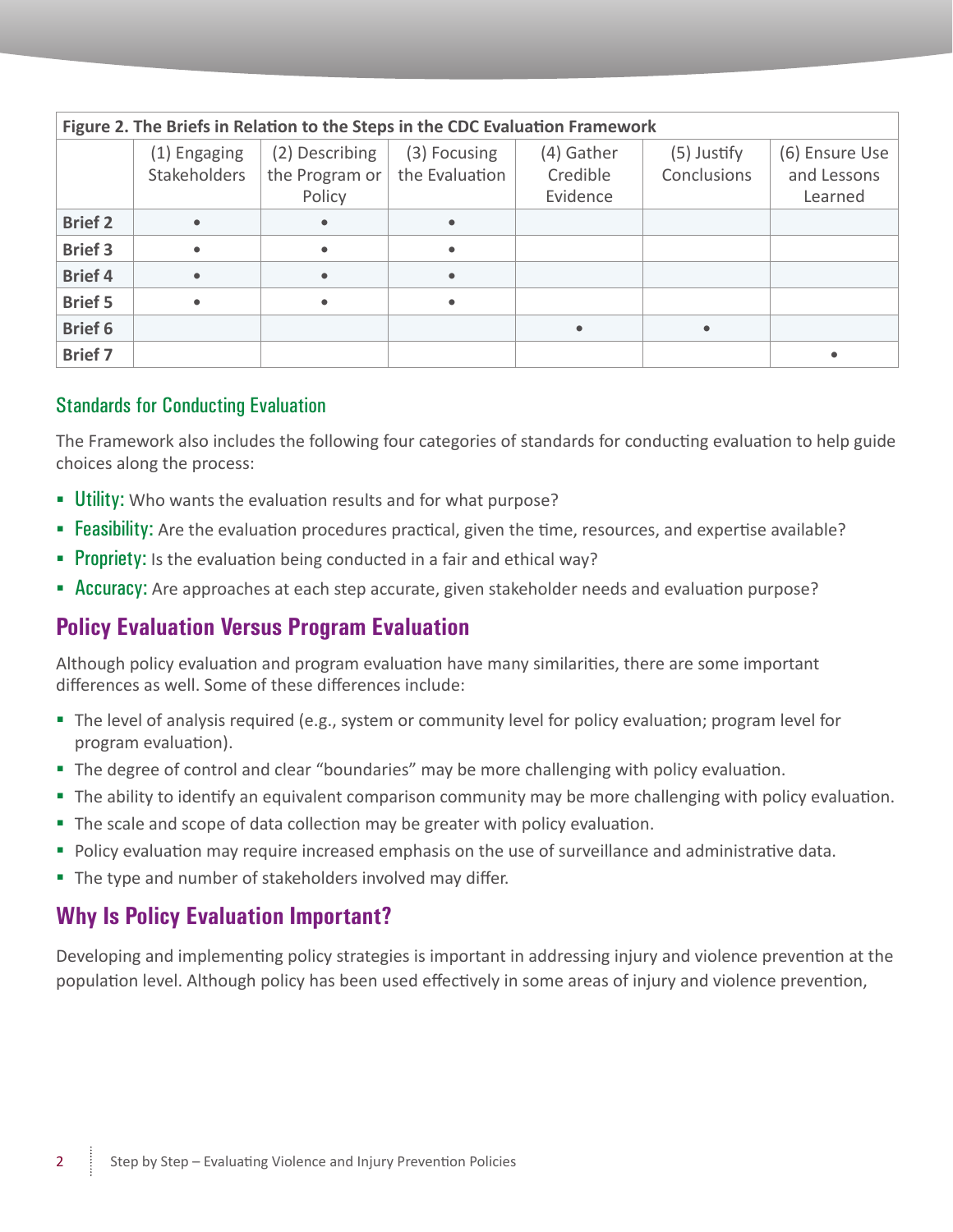**Figure 2. The Briefs in Relation to the Steps in the CDC Evaluation Framework**

| | (1) Engaging Stakeholders | (2) Describing the Program or Policy | (3) Focusing the Evaluation | (4) Gather Credible Evidence | (5) Justify Conclusions | (6) Ensure Use and Lessons Learned |
|---|---|---|---|---|---|---|
| **Brief 2** | • | • | • | | | |
| **Brief 3** | • | • | • | | | |
| **Brief 4** | • | • | • | | | |
| **Brief 5** | • | • | • | | | |
| **Brief 6** | | | | • | • | |
| **Brief 7** | | | | | | • |

### Standards for Conducting Evaluation

The Framework also includes the following four categories of standards for conducting evaluation to help guide choices along the process:

- **Utility:** Who wants the evaluation results and for what purpose?
- **Feasibility:** Are the evaluation procedures practical, given the time, resources, and expertise available?
- **Propriety:** Is the evaluation being conducted in a fair and ethical way?
- **Accuracy:** Are approaches at each step accurate, given stakeholder needs and evaluation purpose?

## Policy Evaluation Versus Program Evaluation

Although policy evaluation and program evaluation have many similarities, there are some important differences as well. Some of these differences include:

- The level of analysis required (e.g., system or community level for policy evaluation; program level for program evaluation).
- The degree of control and clear "boundaries" may be more challenging with policy evaluation.
- The ability to identify an equivalent comparison community may be more challenging with policy evaluation.
- The scale and scope of data collection may be greater with policy evaluation.
- Policy evaluation may require increased emphasis on the use of surveillance and administrative data.
- The type and number of stakeholders involved may differ.

## Why Is Policy Evaluation Important?

Developing and implementing policy strategies is important in addressing injury and violence prevention at the population level. Although policy has been used effectively in some areas of injury and violence prevention,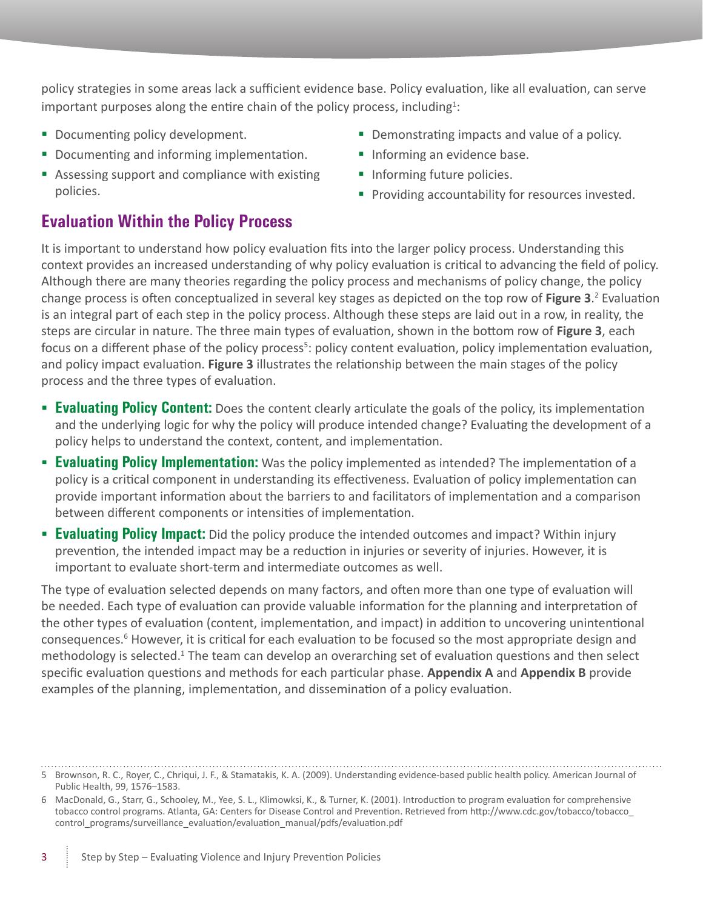policy strategies in some areas lack a sufficient evidence base. Policy evaluation, like all evaluation, can serve important purposes along the entire chain of the policy process, including[1]:

- Documenting policy development.
- Documenting and informing implementation.
- Assessing support and compliance with existing policies.
- Demonstrating impacts and value of a policy.
- Informing an evidence base.
- Informing future policies.
- Providing accountability for resources invested.

## Evaluation Within the Policy Process

It is important to understand how policy evaluation fits into the larger policy process. Understanding this context provides an increased understanding of why policy evaluation is critical to advancing the field of policy. Although there are many theories regarding the policy process and mechanisms of policy change, the policy change process is often conceptualized in several key stages as depicted on the top row of **Figure 3**.[2] Evaluation is an integral part of each step in the policy process. Although these steps are laid out in a row, in reality, the steps are circular in nature. The three main types of evaluation, shown in the bottom row of **Figure 3**, each focus on a different phase of the policy process[5]: policy content evaluation, policy implementation evaluation, and policy impact evaluation. **Figure 3** illustrates the relationship between the main stages of the policy process and the three types of evaluation.

- **Evaluating Policy Content:** Does the content clearly articulate the goals of the policy, its implementation and the underlying logic for why the policy will produce intended change? Evaluating the development of a policy helps to understand the context, content, and implementation.
- **Evaluating Policy Implementation:** Was the policy implemented as intended? The implementation of a policy is a critical component in understanding its effectiveness. Evaluation of policy implementation can provide important information about the barriers to and facilitators of implementation and a comparison between different components or intensities of implementation.
- **Evaluating Policy Impact:** Did the policy produce the intended outcomes and impact? Within injury prevention, the intended impact may be a reduction in injuries or severity of injuries. However, it is important to evaluate short-term and intermediate outcomes as well.

The type of evaluation selected depends on many factors, and often more than one type of evaluation will be needed. Each type of evaluation can provide valuable information for the planning and interpretation of the other types of evaluation (content, implementation, and impact) in addition to uncovering unintentional consequences.[6] However, it is critical for each evaluation to be focused so the most appropriate design and methodology is selected.[1] The team can develop an overarching set of evaluation questions and then select specific evaluation questions and methods for each particular phase. **Appendix A** and **Appendix B** provide examples of the planning, implementation, and dissemination of a policy evaluation.

5 Brownson, R. C., Royer, C., Chriqui, J. F., & Stamatakis, K. A. (2009). Understanding evidence-based public health policy. American Journal of Public Health, 99, 1576–1583.

6 MacDonald, G., Starr, G., Schooley, M., Yee, S. L., Klimowksi, K., & Turner, K. (2001). Introduction to program evaluation for comprehensive tobacco control programs. Atlanta, GA: Centers for Disease Control and Prevention. Retrieved from http://www.cdc.gov/tobacco/tobacco_control_programs/surveillance_evaluation/evaluation_manual/pdfs/evaluation.pdf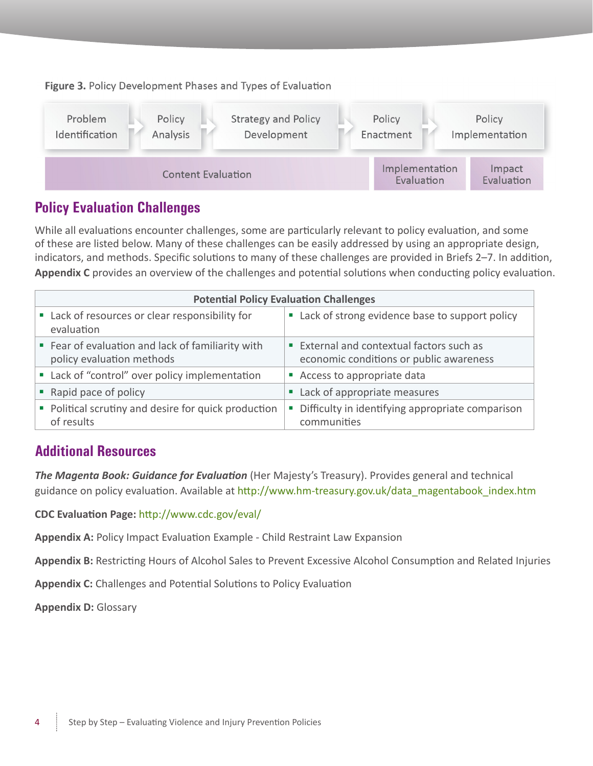**Figure 3.** Policy Development Phases and Types of Evaluation

Problem Identification
Policy Analysis
Strategy and Policy Development
Policy Enactment
Policy Implementation

Content Evaluation
Implementation Evaluation
Impact Evaluation

## Policy Evaluation Challenges

While all evaluations encounter challenges, some are particularly relevant to policy evaluation, and some of these are listed below. Many of these challenges can be easily addressed by using an appropriate design, indicators, and methods. Specific solutions to many of these challenges are provided in Briefs 2–7. In addition, **Appendix C** provides an overview of the challenges and potential solutions when conducting policy evaluation.

| Potential Policy Evaluation Challenges | |
|---|---|
| ▪ Lack of resources or clear responsibility for evaluation | ▪ Lack of strong evidence base to support policy |
| ▪ Fear of evaluation and lack of familiarity with policy evaluation methods | ▪ External and contextual factors such as economic conditions or public awareness |
| ▪ Lack of "control" over policy implementation | ▪ Access to appropriate data |
| ▪ Rapid pace of policy | ▪ Lack of appropriate measures |
| ▪ Political scrutiny and desire for quick production of results | ▪ Difficulty in identifying appropriate comparison communities |

## Additional Resources

***The Magenta Book: Guidance for Evaluation*** (Her Majesty's Treasury). Provides general and technical guidance on policy evaluation. Available at http://www.hm-treasury.gov.uk/data_magentabook_index.htm

**CDC Evaluation Page:** http://www.cdc.gov/eval/

**Appendix A:** Policy Impact Evaluation Example - Child Restraint Law Expansion

**Appendix B:** Restricting Hours of Alcohol Sales to Prevent Excessive Alcohol Consumption and Related Injuries

**Appendix C:** Challenges and Potential Solutions to Policy Evaluation

**Appendix D:** Glossary